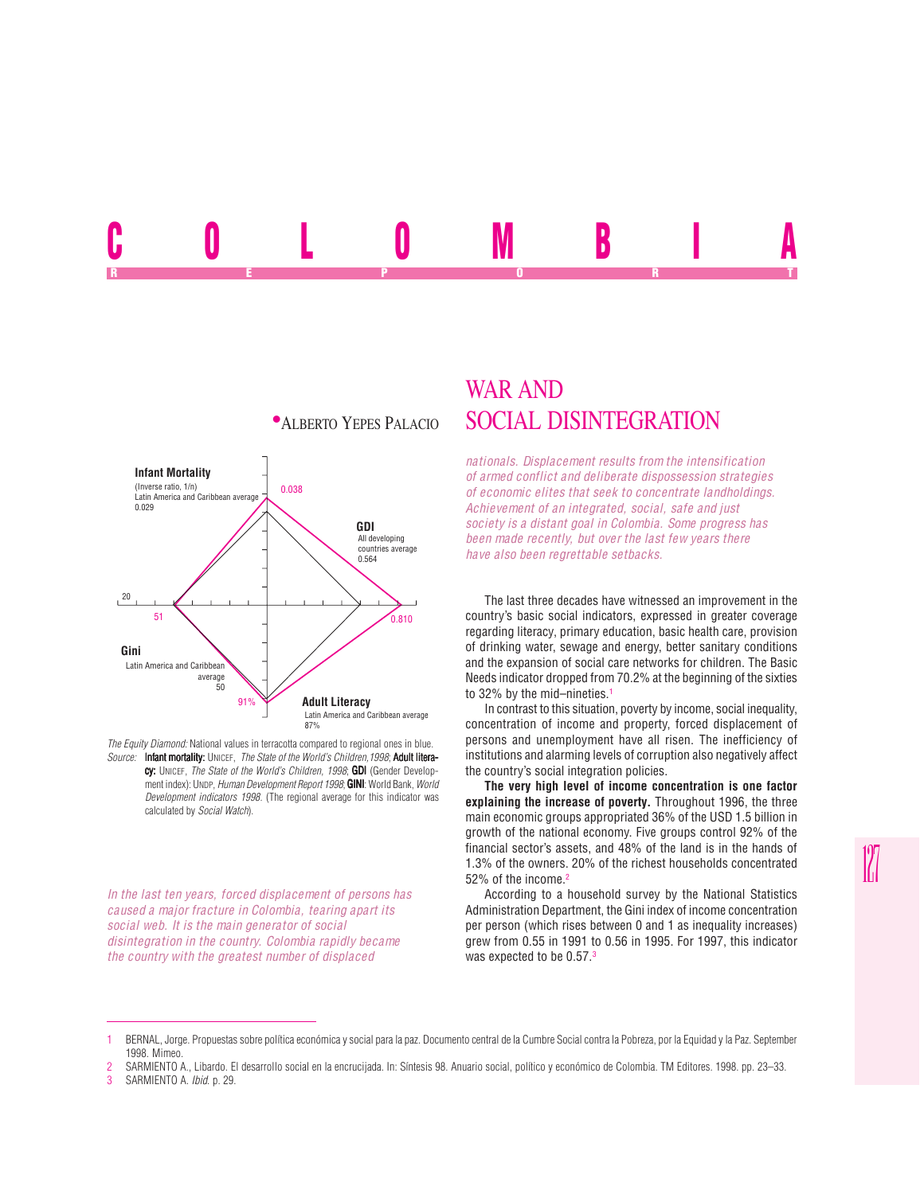# COLOMBIA

REPORT

## WAR AND SOCIAL DISINTEGRATION

•ALBERTO YEPES PALACIO

*The Equity Diamond:* National values in terracotta compared to regional ones in blue.
*Source:* **Infant mortality:** UNICEF, *The State of the World's Children,1998*; **Adult literacy:** UNICEF, *The State of the World's Children, 1998*; **GDI** (Gender Development index): UNDP, *Human Development Report 1998*; **GINI**: World Bank, *World Development indicators 1998*. (The regional average for this indicator was calculated by *Social Watch*).

*In the last ten years, forced displacement of persons has caused a major fracture in Colombia, tearing apart its social web. It is the main generator of social disintegration in the country. Colombia rapidly became the country with the greatest number of displaced nationals. Displacement results from the intensification of armed conflict and deliberate dispossession strategies of economic elites that seek to concentrate landholdings. Achievement of an integrated, social, safe and just society is a distant goal in Colombia. Some progress has been made recently, but over the last few years there have also been regrettable setbacks.*

The last three decades have witnessed an improvement in the country's basic social indicators, expressed in greater coverage regarding literacy, primary education, basic health care, provision of drinking water, sewage and energy, better sanitary conditions and the expansion of social care networks for children. The Basic Needs indicator dropped from 70.2% at the beginning of the sixties to 32% by the mid–nineties.[1]

In contrast to this situation, poverty by income, social inequality, concentration of income and property, forced displacement of persons and unemployment have all risen. The inefficiency of institutions and alarming levels of corruption also negatively affect the country's social integration policies.

**The very high level of income concentration is one factor explaining the increase of poverty.** Throughout 1996, the three main economic groups appropriated 36% of the USD 1.5 billion in growth of the national economy. Five groups control 92% of the financial sector's assets, and 48% of the land is in the hands of 1.3% of the owners. 20% of the richest households concentrated 52% of the income.[2]

According to a household survey by the National Statistics Administration Department, the Gini index of income concentration per person (which rises between 0 and 1 as inequality increases) grew from 0.55 in 1991 to 0.56 in 1995. For 1997, this indicator was expected to be 0.57.[3]

---

1 BERNAL, Jorge. Propuestas sobre política económica y social para la paz. Documento central de la Cumbre Social contra la Pobreza, por la Equidad y la Paz. September 1998. Mimeo.

2 SARMIENTO A., Libardo. El desarrollo social en la encrucijada. In: Síntesis 98. Anuario social, político y económico de Colombia. TM Editores. 1998. pp. 23–33.

3 SARMIENTO A. *Ibid.* p. 29.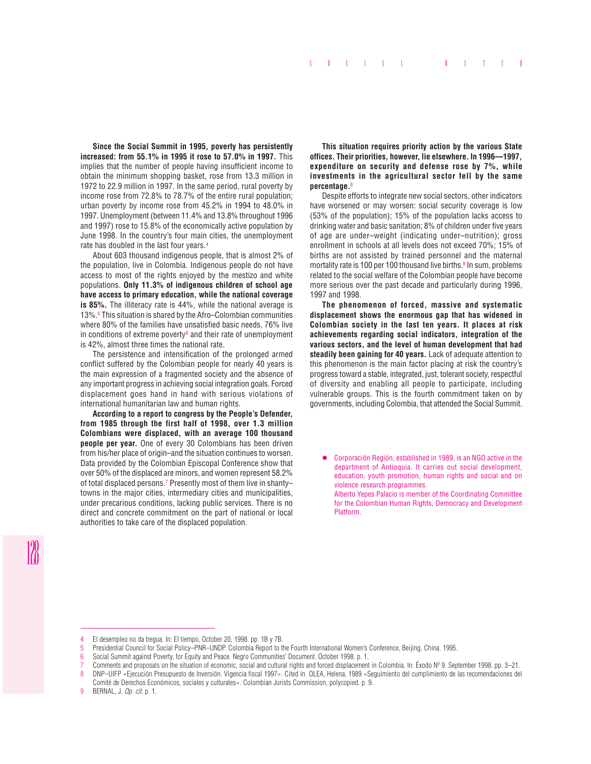**Since the Social Summit in 1995, poverty has persistently increased: from 55.1% in 1995 it rose to 57.0% in 1997.** This implies that the number of people having insufficient income to obtain the minimum shopping basket, rose from 13.3 million in 1972 to 22.9 million in 1997. In the same period, rural poverty by income rose from 72.8% to 78.7% of the entire rural population; urban poverty by income rose from 45.2% in 1994 to 48.0% in 1997. Unemployment (between 11.4% and 13.8% throughout 1996 and 1997) rose to 15.8% of the economically active population by June 1998. In the country's four main cities, the unemployment rate has doubled in the last four years.[4]

About 603 thousand indigenous people, that is almost 2% of the population, live in Colombia. Indigenous people do not have access to most of the rights enjoyed by the mestizo and white populations. **Only 11.3% of indigenous children of school age have access to primary education, while the national coverage is 85%.** The illiteracy rate is 44%, while the national average is 13%.[5] This situation is shared by the Afro–Colombian communities where 80% of the families have unsatisfied basic needs, 76% live in conditions of extreme poverty[6] and their rate of unemployment is 42%, almost three times the national rate.

The persistence and intensification of the prolonged armed conflict suffered by the Colombian people for nearly 40 years is the main expression of a fragmented society and the absence of any important progress in achieving social integration goals. Forced displacement goes hand in hand with serious violations of international humanitarian law and human rights.

**According to a report to congress by the People's Defender, from 1985 through the first half of 1998, over 1.3 million Colombians were displaced, with an average 100 thousand people per year.** One of every 30 Colombians has been driven from his/her place of origin–and the situation continues to worsen. Data provided by the Colombian Episcopal Conference show that over 50% of the displaced are minors, and women represent 58.2% of total displaced persons.[7] Presently most of them live in shanty–towns in the major cities, intermediary cities and municipalities, under precarious conditions, lacking public services. There is no direct and concrete commitment on the part of national or local authorities to take care of the displaced population.

**This situation requires priority action by the various State offices. Their priorities, however, lie elsewhere. In 1996—1997, expenditure on security and defense rose by 7%, while investments in the agricultural sector fell by the same percentage.**[8]

Despite efforts to integrate new social sectors, other indicators have worsened or may worsen: social security coverage is low (53% of the population); 15% of the population lacks access to drinking water and basic sanitation; 8% of children under five years of age are under–weight (indicating under–nutrition); gross enrollment in schools at all levels does not exceed 70%; 15% of births are not assisted by trained personnel and the maternal mortality rate is 100 per 100 thousand live births.[9] In sum, problems related to the social welfare of the Colombian people have become more serious over the past decade and particularly during 1996, 1997 and 1998.

**The phenomenon of forced, massive and systematic displacement shows the enormous gap that has widened in Colombian society in the last ten years. It places at risk achievements regarding social indicators, integration of the various sectors, and the level of human development that had steadily been gaining for 40 years.** Lack of adequate attention to this phenomenon is the main factor placing at risk the country's progress toward a stable, integrated, just, tolerant society, respectful of diversity and enabling all people to participate, including vulnerable groups. This is the fourth commitment taken on by governments, including Colombia, that attended the Social Summit.

- Corporación Región, established in 1989, is an NGO active in the department of Antioquia. It carries out social development, education, youth promotion, human rights and social and on violence research programmes.
  Alberto Yepes Palacio is member of the Coordinating Committee for the Colombian Human Rights, Democracy and Development Platform.

---

4 El desempleo no da tregua. In: El tiempo, October 20, 1998. pp. 1B y 7B.

5 Presidential Council for Social Policy–PNR–UNDP. Colombia Report to the Fourth International Women's Conference, Beijing, China. 1995.

6 Social Summit against Poverty, for Equity and Peace. Negro Communities' Document. October 1998. p. 1.

7 Comments and proposals on the situation of economic, social and cultural rights and forced displacement in Colombia. In: Éxodo Nº 9. September 1998. pp. 3–21.

8 DNP–UIFP «Ejecución Presupuesto de Inversión. Vigencia fiscal 1997». Cited in OLEA, Helena, 1989 «Seguimiento del cumplimiento de las recomendaciones del Comité de Derechos Económicos, sociales y culturales». Colombian Jurists Commission, polycopied. p. 9.

9 BERNAL, J. *Op. cit.* p. 1.